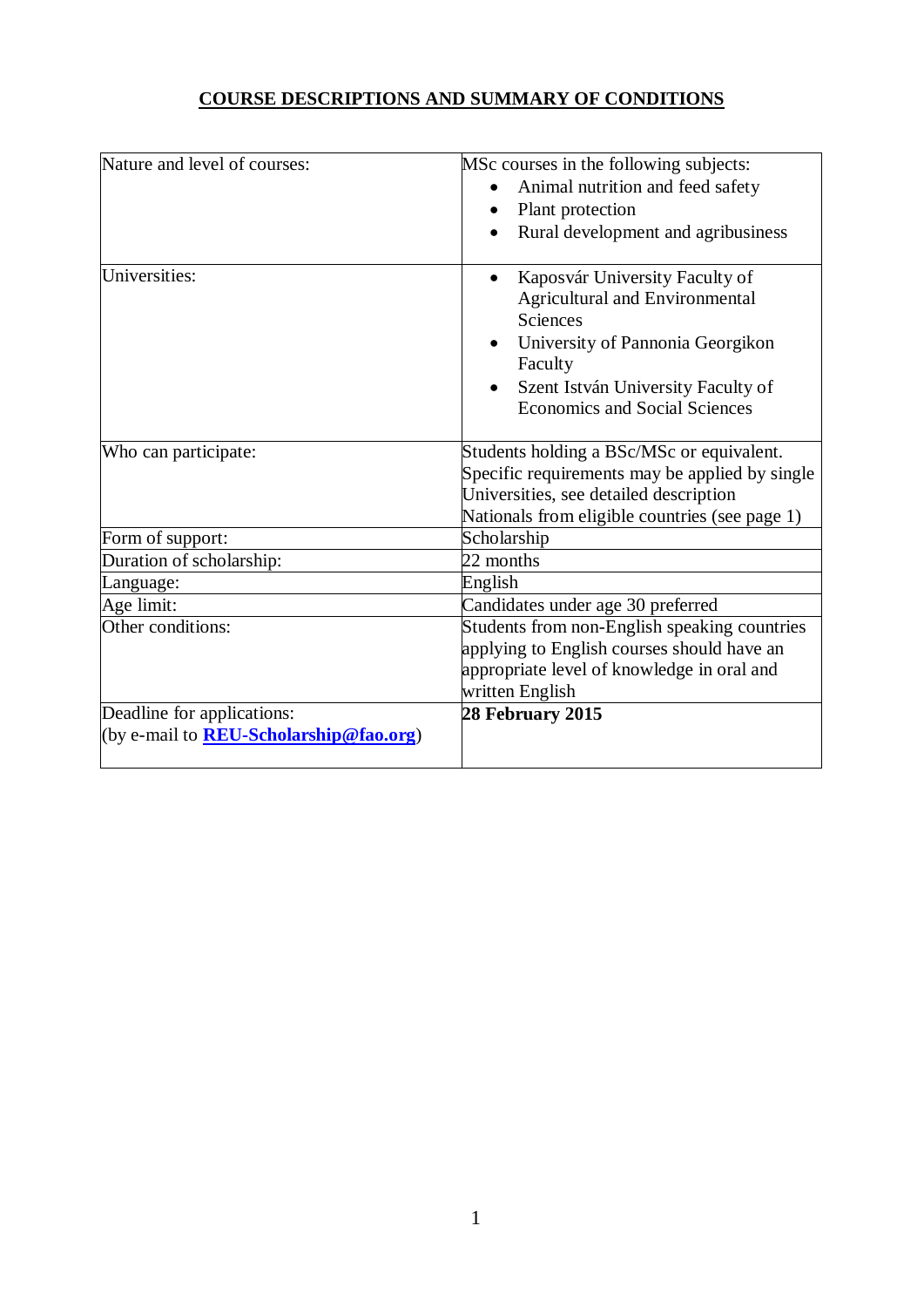# COURSE DESCRIPTIONS AND SUMMARY OF CONDITIONS

| | |
|---|---|
| Nature and level of courses: | MSc courses in the following subjects:<br>• Animal nutrition and feed safety<br>• Plant protection<br>• Rural development and agribusiness |
| Universities: | • Kaposvár University Faculty of Agricultural and Environmental Sciences<br>• University of Pannonia Georgikon Faculty<br>• Szent István University Faculty of Economics and Social Sciences |
| Who can participate: | Students holding a BSc/MSc or equivalent. Specific requirements may be applied by single Universities, see detailed description<br>Nationals from eligible countries (see page 1) |
| Form of support: | Scholarship |
| Duration of scholarship: | 22 months |
| Language: | English |
| Age limit: | Candidates under age 30 preferred |
| Other conditions: | Students from non-English speaking countries applying to English courses should have an appropriate level of knowledge in oral and written English |
| Deadline for applications:<br>(by e-mail to **REU-Scholarship@fao.org**) | **28 February 2015** |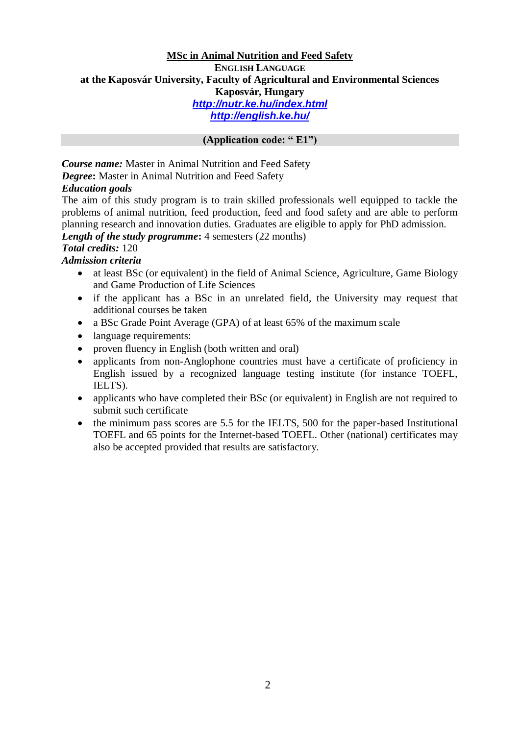**MSc in Animal Nutrition and Feed Safety**

**ENGLISH LANGUAGE**

**at the Kaposvár University, Faculty of Agricultural and Environmental Sciences**

**Kaposvár, Hungary**

***http://nutr.ke.hu/index.html***

***http://english.ke.hu/***

**(Application code: " E1")**

***Course name:*** Master in Animal Nutrition and Feed Safety

***Degree*:** Master in Animal Nutrition and Feed Safety

***Education goals***

The aim of this study program is to train skilled professionals well equipped to tackle the problems of animal nutrition, feed production, feed and food safety and are able to perform planning research and innovation duties. Graduates are eligible to apply for PhD admission.

***Length of the study programme*:** 4 semesters (22 months)

***Total credits:*** 120

***Admission criteria***

- at least BSc (or equivalent) in the field of Animal Science, Agriculture, Game Biology and Game Production of Life Sciences
- if the applicant has a BSc in an unrelated field, the University may request that additional courses be taken
- a BSc Grade Point Average (GPA) of at least 65% of the maximum scale
- language requirements:
- proven fluency in English (both written and oral)
- applicants from non-Anglophone countries must have a certificate of proficiency in English issued by a recognized language testing institute (for instance TOEFL, IELTS).
- applicants who have completed their BSc (or equivalent) in English are not required to submit such certificate
- the minimum pass scores are 5.5 for the IELTS, 500 for the paper-based Institutional TOEFL and 65 points for the Internet-based TOEFL. Other (national) certificates may also be accepted provided that results are satisfactory.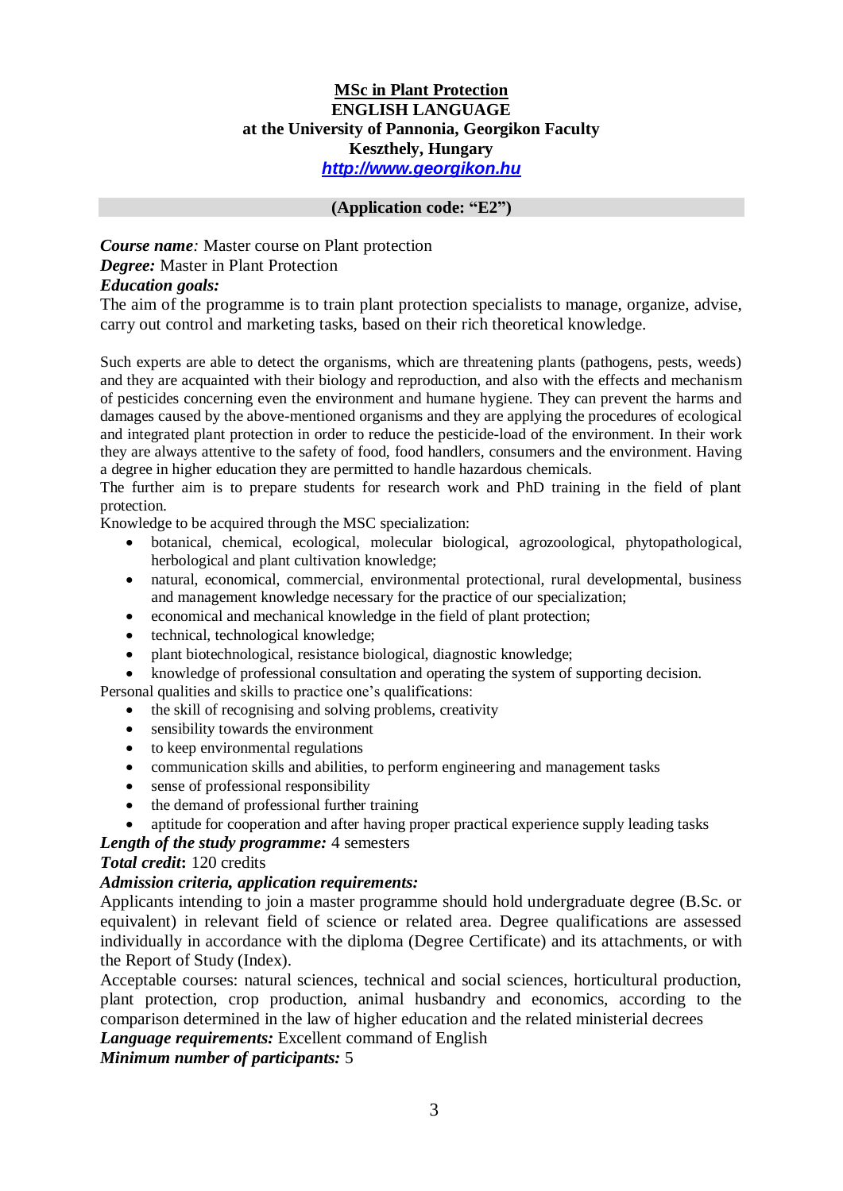**<u>MSc in Plant Protection</u>**
**ENGLISH LANGUAGE**
**at the University of Pannonia, Georgikon Faculty**
**Keszthely, Hungary**
**[http://www.georgikon.hu](http://www.georgikon.hu)**

**(Application code: "E2")**

***Course name:*** Master course on Plant protection
***Degree:*** Master in Plant Protection
***Education goals:***
The aim of the programme is to train plant protection specialists to manage, organize, advise, carry out control and marketing tasks, based on their rich theoretical knowledge.

Such experts are able to detect the organisms, which are threatening plants (pathogens, pests, weeds) and they are acquainted with their biology and reproduction, and also with the effects and mechanism of pesticides concerning even the environment and humane hygiene. They can prevent the harms and damages caused by the above-mentioned organisms and they are applying the procedures of ecological and integrated plant protection in order to reduce the pesticide-load of the environment. In their work they are always attentive to the safety of food, food handlers, consumers and the environment. Having a degree in higher education they are permitted to handle hazardous chemicals.
The further aim is to prepare students for research work and PhD training in the field of plant protection.
Knowledge to be acquired through the MSC specialization:

- botanical, chemical, ecological, molecular biological, agrozoological, phytopathological, herbological and plant cultivation knowledge;
- natural, economical, commercial, environmental protectional, rural developmental, business and management knowledge necessary for the practice of our specialization;
- economical and mechanical knowledge in the field of plant protection;
- technical, technological knowledge;
- plant biotechnological, resistance biological, diagnostic knowledge;
- knowledge of professional consultation and operating the system of supporting decision.

Personal qualities and skills to practice one's qualifications:

- the skill of recognising and solving problems, creativity
- sensibility towards the environment
- to keep environmental regulations
- communication skills and abilities, to perform engineering and management tasks
- sense of professional responsibility
- the demand of professional further training
- aptitude for cooperation and after having proper practical experience supply leading tasks

***Length of the study programme:*** 4 semesters
***Total credit*:** 120 credits
***Admission criteria, application requirements:***
Applicants intending to join a master programme should hold undergraduate degree (B.Sc. or equivalent) in relevant field of science or related area. Degree qualifications are assessed individually in accordance with the diploma (Degree Certificate) and its attachments, or with the Report of Study (Index).
Acceptable courses: natural sciences, technical and social sciences, horticultural production, plant protection, crop production, animal husbandry and economics, according to the comparison determined in the law of higher education and the related ministerial decrees
***Language requirements:*** Excellent command of English
***Minimum number of participants:*** 5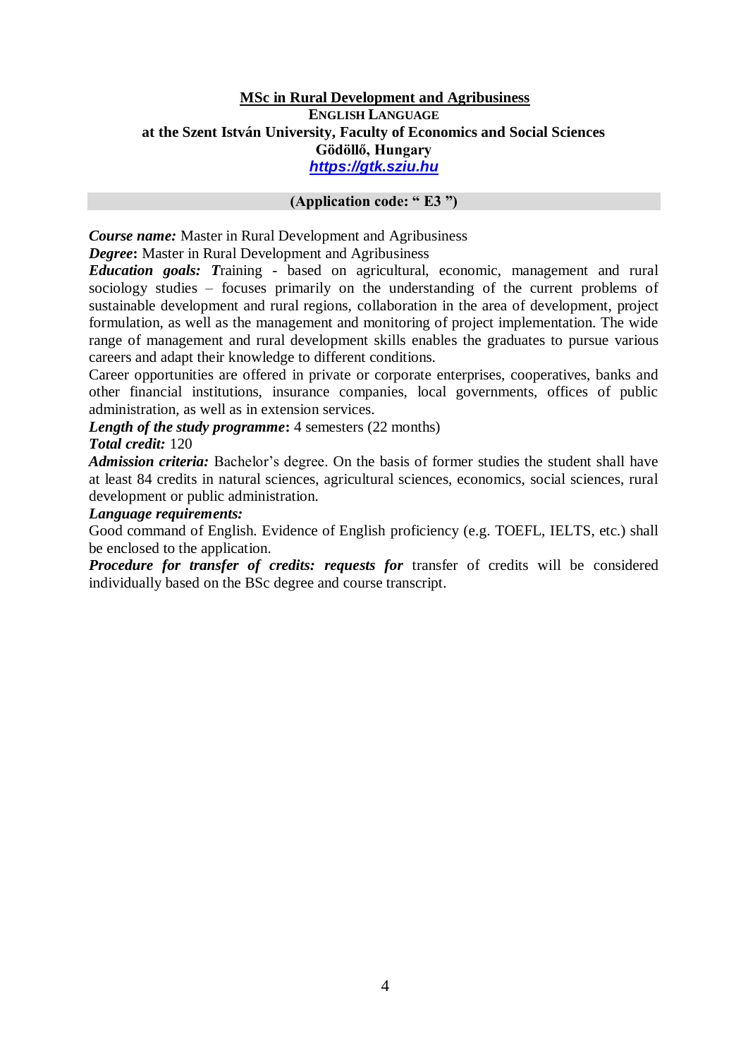## MSc in Rural Development and Agribusiness

**ENGLISH LANGUAGE**

**at the Szent István University, Faculty of Economics and Social Sciences**

**Gödöllő, Hungary**

**https://gtk.sziu.hu**

**(Application code: " E3 ")**

***Course name:*** Master in Rural Development and Agribusiness

***Degree*:** Master in Rural Development and Agribusiness

***Education goals: T***raining - based on agricultural, economic, management and rural sociology studies – focuses primarily on the understanding of the current problems of sustainable development and rural regions, collaboration in the area of development, project formulation, as well as the management and monitoring of project implementation. The wide range of management and rural development skills enables the graduates to pursue various careers and adapt their knowledge to different conditions.

Career opportunities are offered in private or corporate enterprises, cooperatives, banks and other financial institutions, insurance companies, local governments, offices of public administration, as well as in extension services.

***Length of the study programme*:** 4 semesters (22 months)

***Total credit:*** 120

***Admission criteria:*** Bachelor's degree. On the basis of former studies the student shall have at least 84 credits in natural sciences, agricultural sciences, economics, social sciences, rural development or public administration.

***Language requirements:***

Good command of English. Evidence of English proficiency (e.g. TOEFL, IELTS, etc.) shall be enclosed to the application.

***Procedure for transfer of credits: requests for*** transfer of credits will be considered individually based on the BSc degree and course transcript.